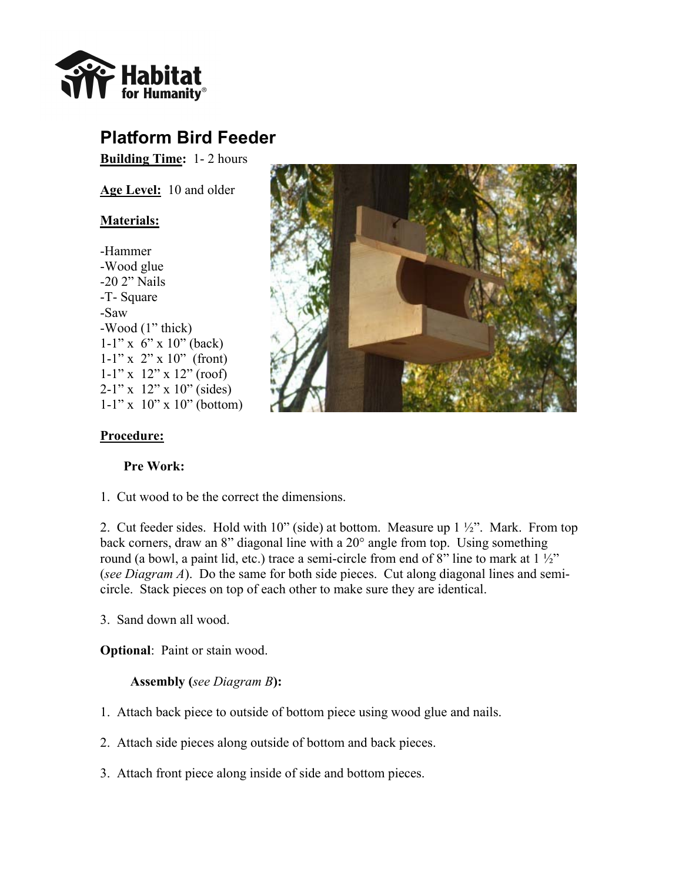# Platform Bird Feeder

**Building Time:** 1- 2 hours

**Age Level:** 10 and older

**Materials:**

-Hammer
-Wood glue
-20 2" Nails
-T- Square
-Saw
-Wood (1" thick)
1-1" x 6" x 10" (back)
1-1" x 2" x 10" (front)
1-1" x 12" x 12" (roof)
2-1" x 12" x 10" (sides)
1-1" x 10" x 10" (bottom)

**Procedure:**

**Pre Work:**

1. Cut wood to be the correct the dimensions.

2. Cut feeder sides. Hold with 10" (side) at bottom. Measure up 1 ½". Mark. From top back corners, draw an 8" diagonal line with a 20° angle from top. Using something round (a bowl, a paint lid, etc.) trace a semi-circle from end of 8" line to mark at 1 ½" (*see Diagram A*). Do the same for both side pieces. Cut along diagonal lines and semi-circle. Stack pieces on top of each other to make sure they are identical.

3. Sand down all wood.

**Optional**: Paint or stain wood.

**Assembly (*see Diagram B*):**

1. Attach back piece to outside of bottom piece using wood glue and nails.

2. Attach side pieces along outside of bottom and back pieces.

3. Attach front piece along inside of side and bottom pieces.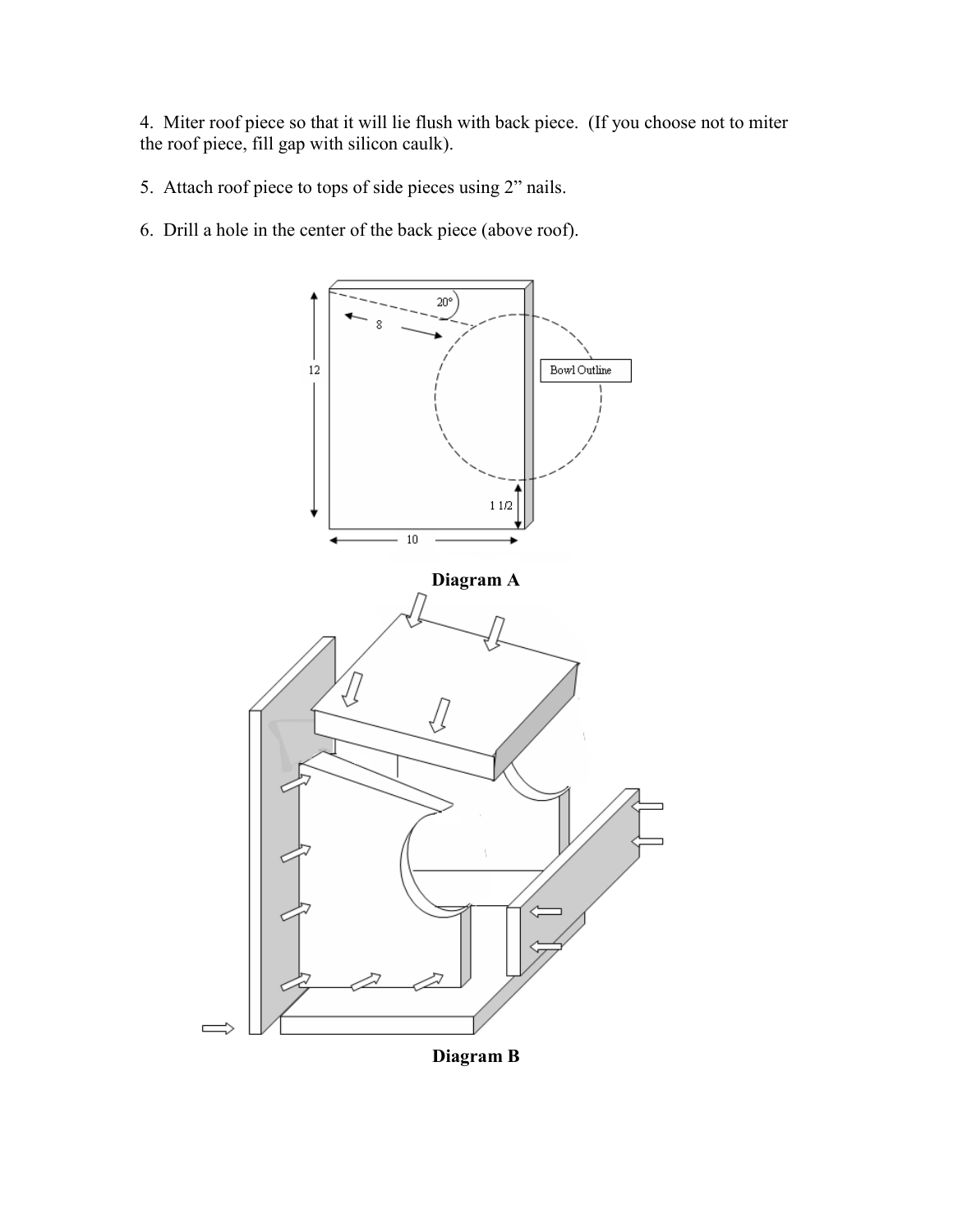4. Miter roof piece so that it will lie flush with back piece. (If you choose not to miter the roof piece, fill gap with silicon caulk).

5. Attach roof piece to tops of side pieces using 2" nails.

6. Drill a hole in the center of the back piece (above roof).

**Diagram A**

**Diagram B**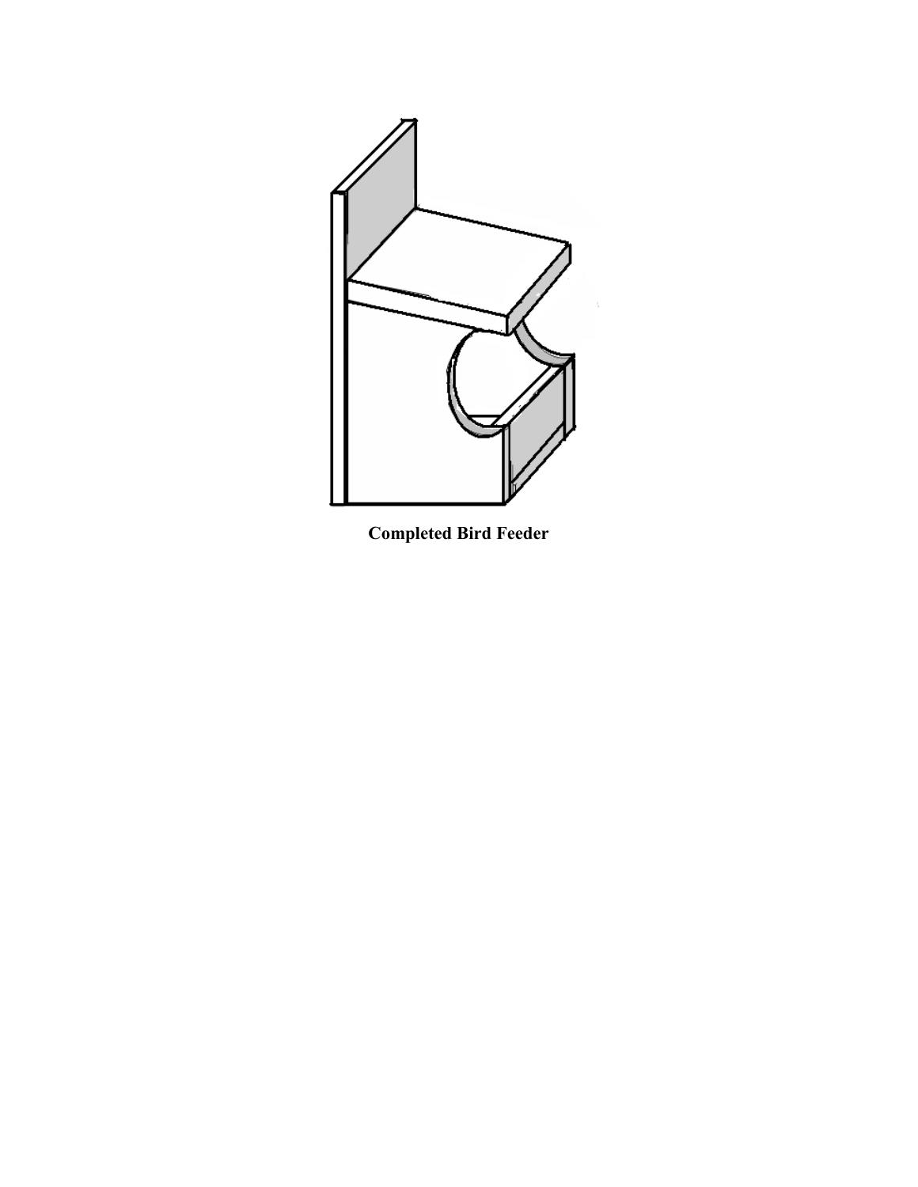**Completed Bird Feeder**